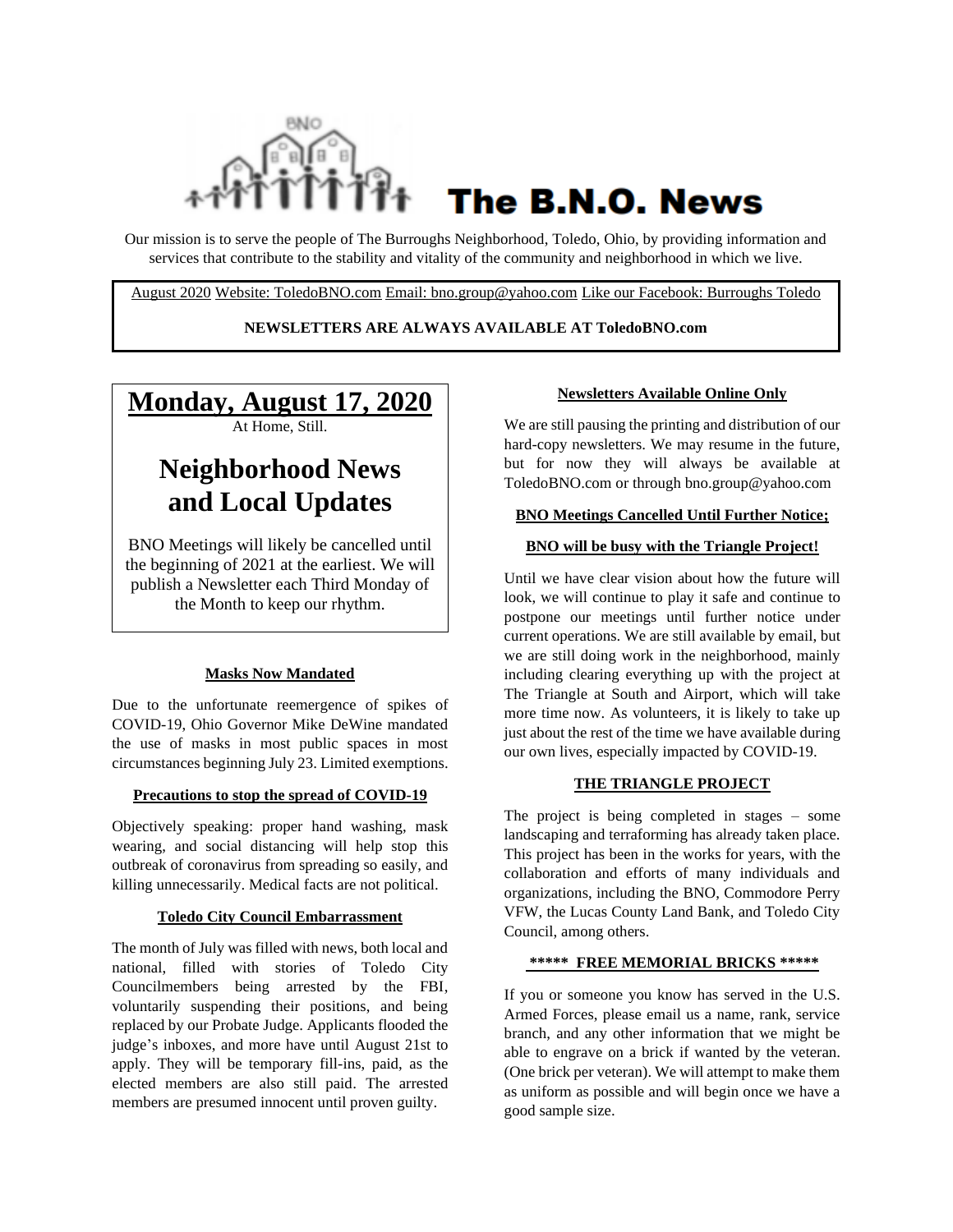# The B.N.O. News

Our mission is to serve the people of The Burroughs Neighborhood, Toledo, Ohio, by providing information and services that contribute to the stability and vitality of the community and neighborhood in which we live.

August 2020 Website: ToledoBNO.com Email: bno.group@yahoo.com Like our Facebook: Burroughs Toledo

**NEWSLETTERS ARE ALWAYS AVAILABLE AT ToledoBNO.com**

## Monday, August 17, 2020

At Home, Still.

## Neighborhood News and Local Updates

BNO Meetings will likely be cancelled until the beginning of 2021 at the earliest. We will publish a Newsletter each Third Monday of the Month to keep our rhythm.

### Masks Now Mandated

Due to the unfortunate reemergence of spikes of COVID-19, Ohio Governor Mike DeWine mandated the use of masks in most public spaces in most circumstances beginning July 23. Limited exemptions.

### Precautions to stop the spread of COVID-19

Objectively speaking: proper hand washing, mask wearing, and social distancing will help stop this outbreak of coronavirus from spreading so easily, and killing unnecessarily. Medical facts are not political.

### Toledo City Council Embarrassment

The month of July was filled with news, both local and national, filled with stories of Toledo City Councilmembers being arrested by the FBI, voluntarily suspending their positions, and being replaced by our Probate Judge. Applicants flooded the judge's inboxes, and more have until August 21st to apply. They will be temporary fill-ins, paid, as the elected members are also still paid. The arrested members are presumed innocent until proven guilty.

### Newsletters Available Online Only

We are still pausing the printing and distribution of our hard-copy newsletters. We may resume in the future, but for now they will always be available at ToledoBNO.com or through bno.group@yahoo.com

### BNO Meetings Cancelled Until Further Notice;

### BNO will be busy with the Triangle Project!

Until we have clear vision about how the future will look, we will continue to play it safe and continue to postpone our meetings until further notice under current operations. We are still available by email, but we are still doing work in the neighborhood, mainly including clearing everything up with the project at The Triangle at South and Airport, which will take more time now. As volunteers, it is likely to take up just about the rest of the time we have available during our own lives, especially impacted by COVID-19.

### THE TRIANGLE PROJECT

The project is being completed in stages – some landscaping and terraforming has already taken place. This project has been in the works for years, with the collaboration and efforts of many individuals and organizations, including the BNO, Commodore Perry VFW, the Lucas County Land Bank, and Toledo City Council, among others.

### ***** FREE MEMORIAL BRICKS *****

If you or someone you know has served in the U.S. Armed Forces, please email us a name, rank, service branch, and any other information that we might be able to engrave on a brick if wanted by the veteran. (One brick per veteran). We will attempt to make them as uniform as possible and will begin once we have a good sample size.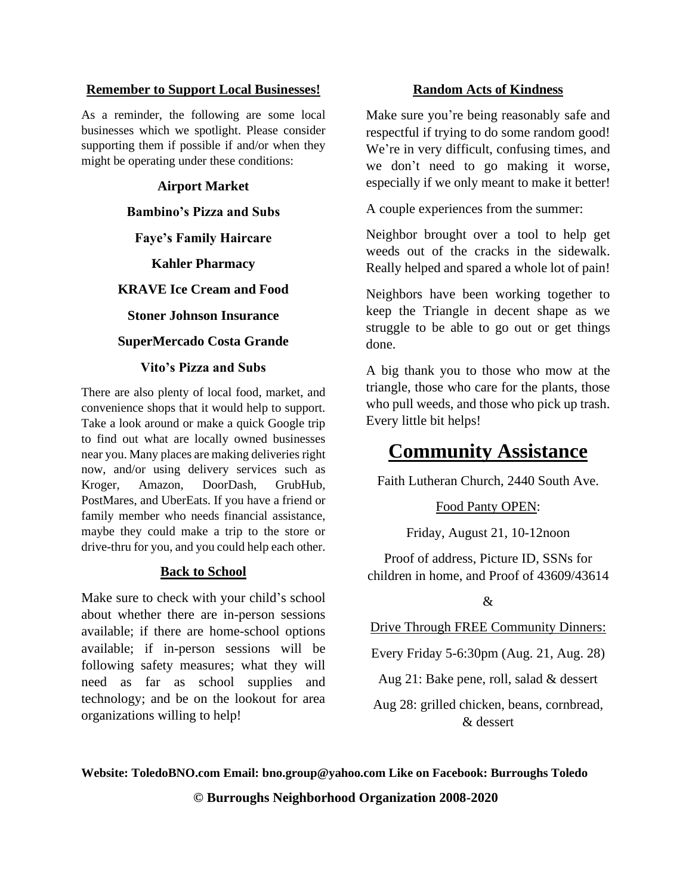### Remember to Support Local Businesses!

As a reminder, the following are some local businesses which we spotlight. Please consider supporting them if possible if and/or when they might be operating under these conditions:

**Airport Market**

**Bambino's Pizza and Subs**

**Faye's Family Haircare**

**Kahler Pharmacy**

**KRAVE Ice Cream and Food**

**Stoner Johnson Insurance**

**SuperMercado Costa Grande**

**Vito's Pizza and Subs**

There are also plenty of local food, market, and convenience shops that it would help to support. Take a look around or make a quick Google trip to find out what are locally owned businesses near you. Many places are making deliveries right now, and/or using delivery services such as Kroger, Amazon, DoorDash, GrubHub, PostMares, and UberEats. If you have a friend or family member who needs financial assistance, maybe they could make a trip to the store or drive-thru for you, and you could help each other.

### Back to School

Make sure to check with your child's school about whether there are in-person sessions available; if there are home-school options available; if in-person sessions will be following safety measures; what they will need as far as school supplies and technology; and be on the lookout for area organizations willing to help!

### Random Acts of Kindness

Make sure you're being reasonably safe and respectful if trying to do some random good! We're in very difficult, confusing times, and we don't need to go making it worse, especially if we only meant to make it better!

A couple experiences from the summer:

Neighbor brought over a tool to help get weeds out of the cracks in the sidewalk. Really helped and spared a whole lot of pain!

Neighbors have been working together to keep the Triangle in decent shape as we struggle to be able to go out or get things done.

A big thank you to those who mow at the triangle, those who care for the plants, those who pull weeds, and those who pick up trash. Every little bit helps!

## Community Assistance

Faith Lutheran Church, 2440 South Ave.

Food Panty OPEN:

Friday, August 21, 10-12noon

Proof of address, Picture ID, SSNs for children in home, and Proof of 43609/43614

&

Drive Through FREE Community Dinners:

Every Friday 5-6:30pm (Aug. 21, Aug. 28)

Aug 21: Bake pene, roll, salad & dessert

Aug 28: grilled chicken, beans, cornbread, & dessert

**Website: ToledoBNO.com Email: bno.group@yahoo.com Like on Facebook: Burroughs Toledo**

**© Burroughs Neighborhood Organization 2008-2020**